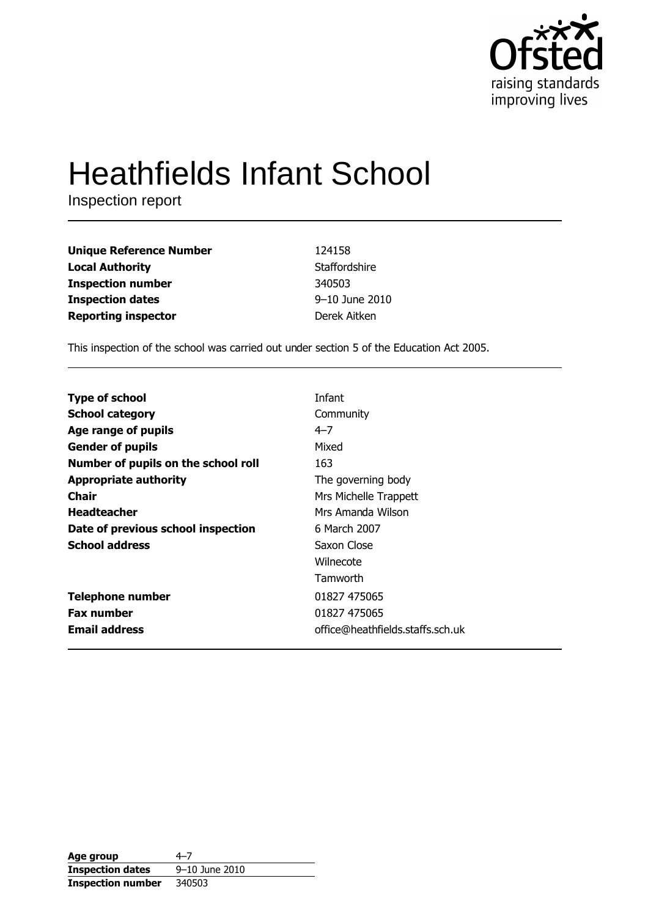# Heathfields Infant School

Inspection report

| | |
|---|---|
| **Unique Reference Number** | 124158 |
| **Local Authority** | Staffordshire |
| **Inspection number** | 340503 |
| **Inspection dates** | 9–10 June 2010 |
| **Reporting inspector** | Derek Aitken |

This inspection of the school was carried out under section 5 of the Education Act 2005.

| | |
|---|---|
| **Type of school** | Infant |
| **School category** | Community |
| **Age range of pupils** | 4–7 |
| **Gender of pupils** | Mixed |
| **Number of pupils on the school roll** | 163 |
| **Appropriate authority** | The governing body |
| **Chair** | Mrs Michelle Trappett |
| **Headteacher** | Mrs Amanda Wilson |
| **Date of previous school inspection** | 6 March 2007 |
| **School address** | Saxon Close<br>Wilnecote<br>Tamworth |
| **Telephone number** | 01827 475065 |
| **Fax number** | 01827 475065 |
| **Email address** | office@heathfields.staffs.sch.uk |

| | |
|---|---|
| **Age group** | 4–7 |
| **Inspection dates** | 9–10 June 2010 |
| **Inspection number** | 340503 |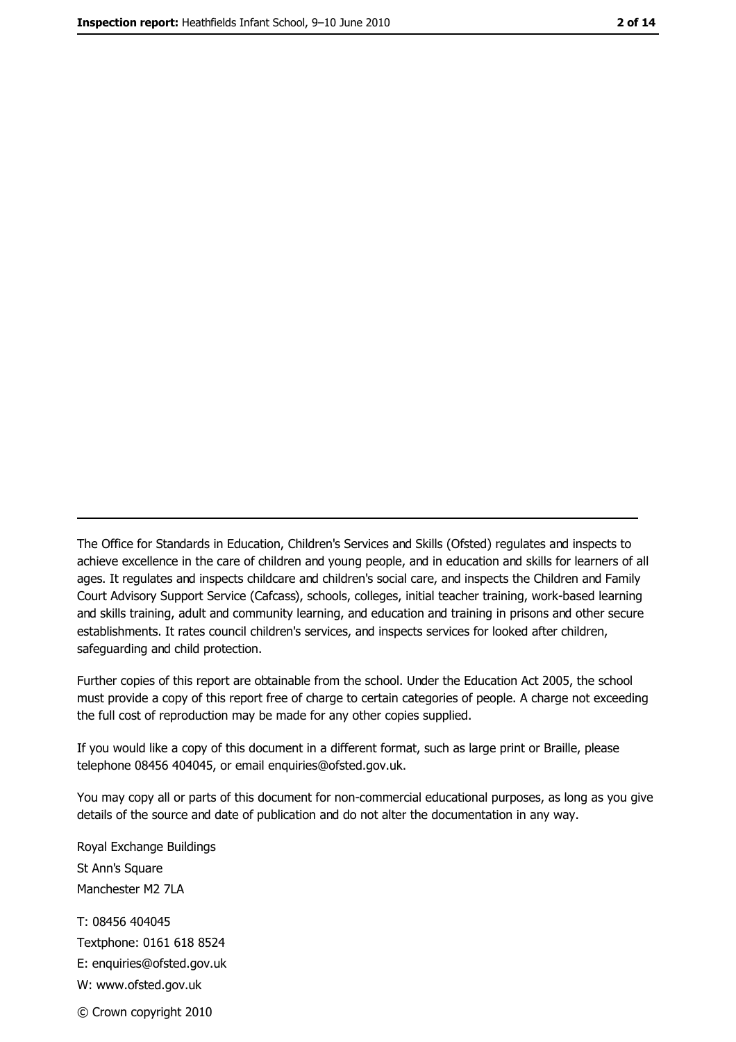The Office for Standards in Education, Children's Services and Skills (Ofsted) regulates and inspects to achieve excellence in the care of children and young people, and in education and skills for learners of all ages. It regulates and inspects childcare and children's social care, and inspects the Children and Family Court Advisory Support Service (Cafcass), schools, colleges, initial teacher training, work-based learning and skills training, adult and community learning, and education and training in prisons and other secure establishments. It rates council children's services, and inspects services for looked after children, safeguarding and child protection.

Further copies of this report are obtainable from the school. Under the Education Act 2005, the school must provide a copy of this report free of charge to certain categories of people. A charge not exceeding the full cost of reproduction may be made for any other copies supplied.

If you would like a copy of this document in a different format, such as large print or Braille, please telephone 08456 404045, or email enquiries@ofsted.gov.uk.

You may copy all or parts of this document for non-commercial educational purposes, as long as you give details of the source and date of publication and do not alter the documentation in any way.

Royal Exchange Buildings
St Ann's Square
Manchester M2 7LA

T: 08456 404045
Textphone: 0161 618 8524
E: enquiries@ofsted.gov.uk
W: www.ofsted.gov.uk

© Crown copyright 2010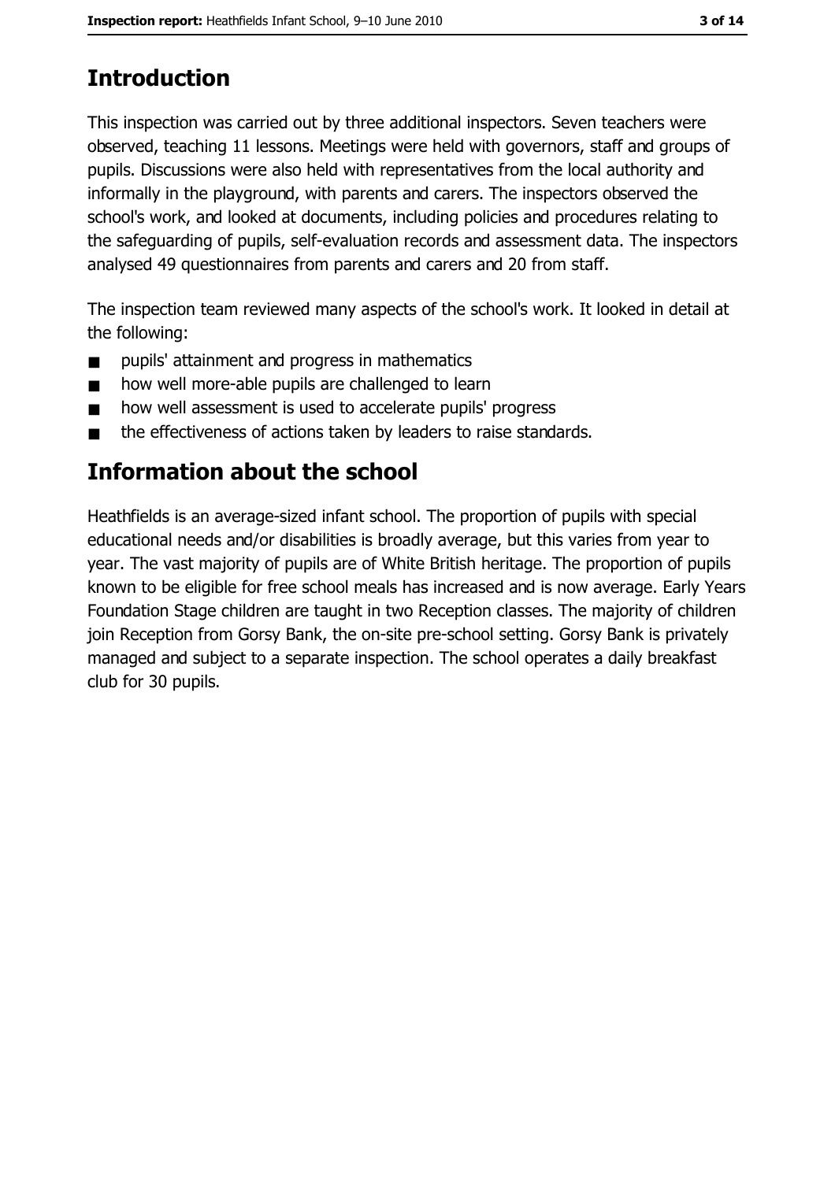## Introduction

This inspection was carried out by three additional inspectors. Seven teachers were observed, teaching 11 lessons. Meetings were held with governors, staff and groups of pupils. Discussions were also held with representatives from the local authority and informally in the playground, with parents and carers. The inspectors observed the school's work, and looked at documents, including policies and procedures relating to the safeguarding of pupils, self-evaluation records and assessment data. The inspectors analysed 49 questionnaires from parents and carers and 20 from staff.

The inspection team reviewed many aspects of the school's work. It looked in detail at the following:

- pupils' attainment and progress in mathematics
- how well more-able pupils are challenged to learn
- how well assessment is used to accelerate pupils' progress
- the effectiveness of actions taken by leaders to raise standards.

## Information about the school

Heathfields is an average-sized infant school. The proportion of pupils with special educational needs and/or disabilities is broadly average, but this varies from year to year. The vast majority of pupils are of White British heritage. The proportion of pupils known to be eligible for free school meals has increased and is now average. Early Years Foundation Stage children are taught in two Reception classes. The majority of children join Reception from Gorsy Bank, the on-site pre-school setting. Gorsy Bank is privately managed and subject to a separate inspection. The school operates a daily breakfast club for 30 pupils.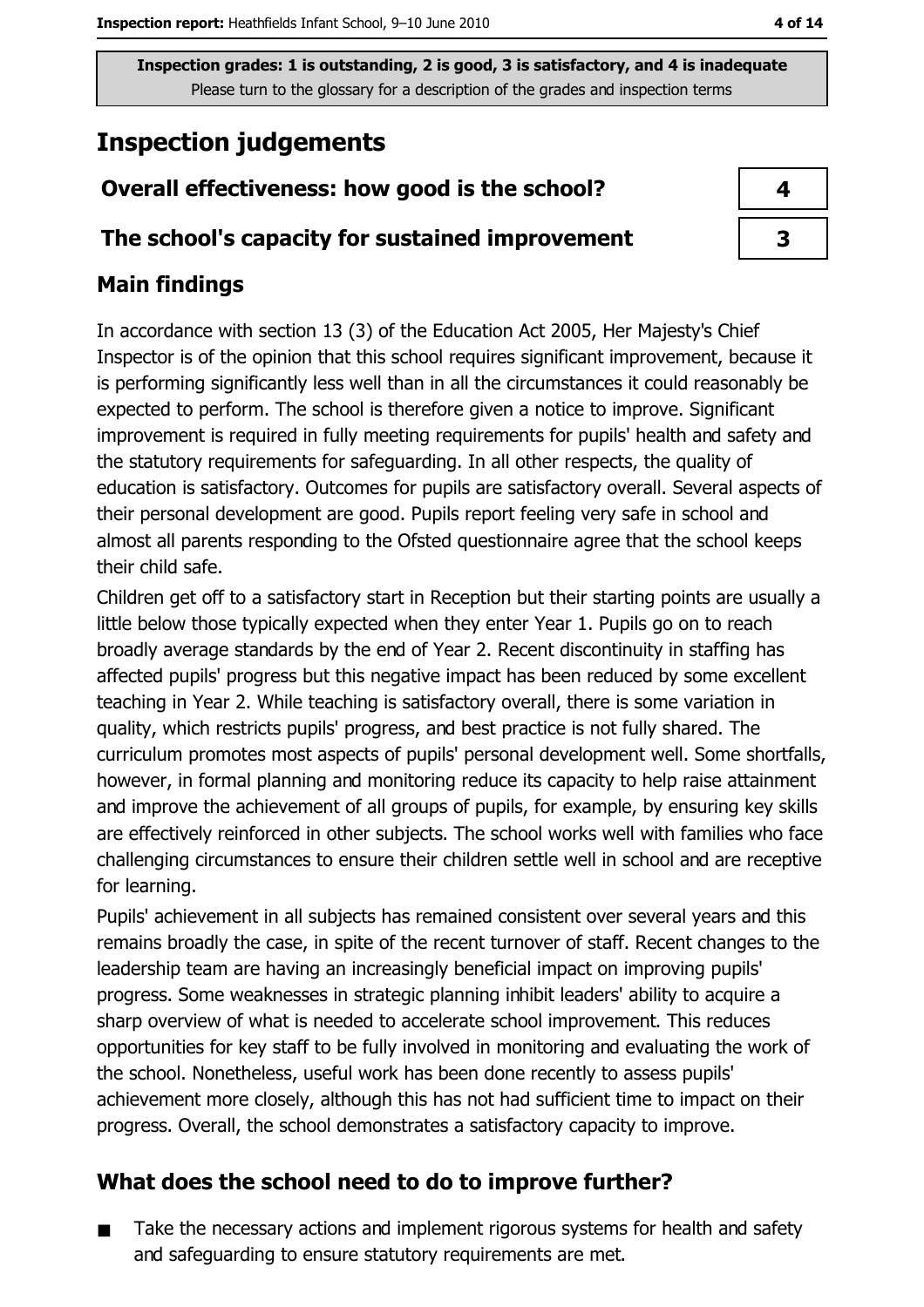Inspection grades: 1 is outstanding, 2 is good, 3 is satisfactory, and 4 is inadequate
Please turn to the glossary for a description of the grades and inspection terms

# Inspection judgements

| | |
|---|---|
| **Overall effectiveness: how good is the school?** | 4 |
| **The school's capacity for sustained improvement** | 3 |

## Main findings

In accordance with section 13 (3) of the Education Act 2005, Her Majesty's Chief Inspector is of the opinion that this school requires significant improvement, because it is performing significantly less well than in all the circumstances it could reasonably be expected to perform. The school is therefore given a notice to improve. Significant improvement is required in fully meeting requirements for pupils' health and safety and the statutory requirements for safeguarding. In all other respects, the quality of education is satisfactory. Outcomes for pupils are satisfactory overall. Several aspects of their personal development are good. Pupils report feeling very safe in school and almost all parents responding to the Ofsted questionnaire agree that the school keeps their child safe.

Children get off to a satisfactory start in Reception but their starting points are usually a little below those typically expected when they enter Year 1. Pupils go on to reach broadly average standards by the end of Year 2. Recent discontinuity in staffing has affected pupils' progress but this negative impact has been reduced by some excellent teaching in Year 2. While teaching is satisfactory overall, there is some variation in quality, which restricts pupils' progress, and best practice is not fully shared. The curriculum promotes most aspects of pupils' personal development well. Some shortfalls, however, in formal planning and monitoring reduce its capacity to help raise attainment and improve the achievement of all groups of pupils, for example, by ensuring key skills are effectively reinforced in other subjects. The school works well with families who face challenging circumstances to ensure their children settle well in school and are receptive for learning.

Pupils' achievement in all subjects has remained consistent over several years and this remains broadly the case, in spite of the recent turnover of staff. Recent changes to the leadership team are having an increasingly beneficial impact on improving pupils' progress. Some weaknesses in strategic planning inhibit leaders' ability to acquire a sharp overview of what is needed to accelerate school improvement. This reduces opportunities for key staff to be fully involved in monitoring and evaluating the work of the school. Nonetheless, useful work has been done recently to assess pupils' achievement more closely, although this has not had sufficient time to impact on their progress. Overall, the school demonstrates a satisfactory capacity to improve.

## What does the school need to do to improve further?

- Take the necessary actions and implement rigorous systems for health and safety and safeguarding to ensure statutory requirements are met.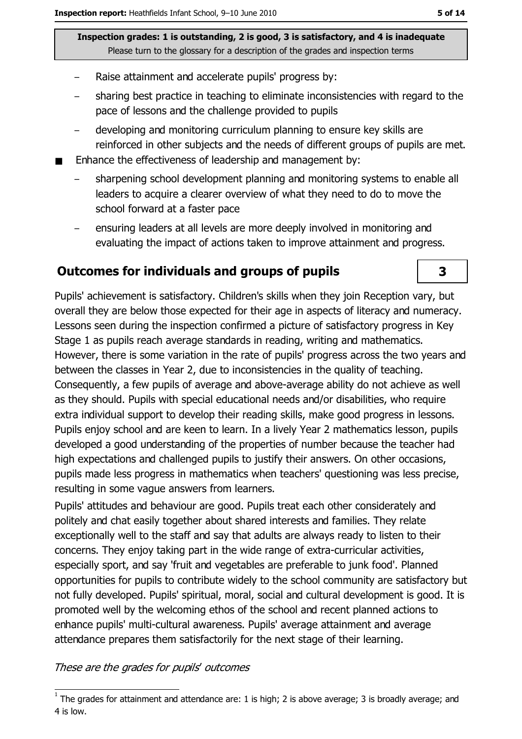- Raise attainment and accelerate pupils' progress by:
  - sharing best practice in teaching to eliminate inconsistencies with regard to the pace of lessons and the challenge provided to pupils
  - developing and monitoring curriculum planning to ensure key skills are reinforced in other subjects and the needs of different groups of pupils are met.
- Enhance the effectiveness of leadership and management by:
  - sharpening school development planning and monitoring systems to enable all leaders to acquire a clearer overview of what they need to do to move the school forward at a faster pace
  - ensuring leaders at all levels are more deeply involved in monitoring and evaluating the impact of actions taken to improve attainment and progress.

## Outcomes for individuals and groups of pupils — 3

Pupils' achievement is satisfactory. Children's skills when they join Reception vary, but overall they are below those expected for their age in aspects of literacy and numeracy. Lessons seen during the inspection confirmed a picture of satisfactory progress in Key Stage 1 as pupils reach average standards in reading, writing and mathematics. However, there is some variation in the rate of pupils' progress across the two years and between the classes in Year 2, due to inconsistencies in the quality of teaching. Consequently, a few pupils of average and above-average ability do not achieve as well as they should. Pupils with special educational needs and/or disabilities, who require extra individual support to develop their reading skills, make good progress in lessons. Pupils enjoy school and are keen to learn. In a lively Year 2 mathematics lesson, pupils developed a good understanding of the properties of number because the teacher had high expectations and challenged pupils to justify their answers. On other occasions, pupils made less progress in mathematics when teachers' questioning was less precise, resulting in some vague answers from learners.

Pupils' attitudes and behaviour are good. Pupils treat each other considerately and politely and chat easily together about shared interests and families. They relate exceptionally well to the staff and say that adults are always ready to listen to their concerns. They enjoy taking part in the wide range of extra-curricular activities, especially sport, and say 'fruit and vegetables are preferable to junk food'. Planned opportunities for pupils to contribute widely to the school community are satisfactory but not fully developed. Pupils' spiritual, moral, social and cultural development is good. It is promoted well by the welcoming ethos of the school and recent planned actions to enhance pupils' multi-cultural awareness. Pupils' average attainment and average attendance prepares them satisfactorily for the next stage of their learning.

*These are the grades for pupils' outcomes*

[1] The grades for attainment and attendance are: 1 is high; 2 is above average; 3 is broadly average; and 4 is low.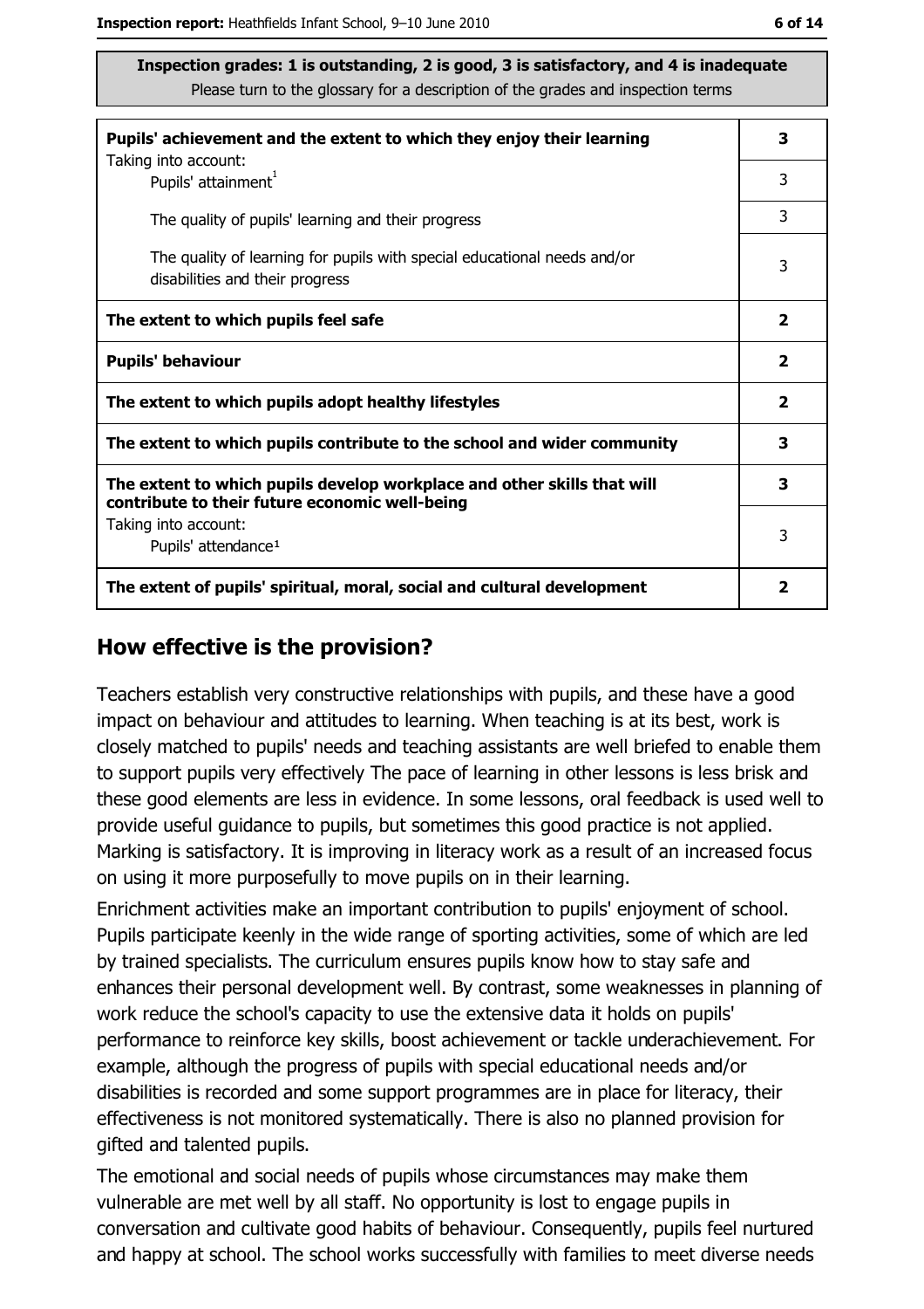Inspection grades: 1 is outstanding, 2 is good, 3 is satisfactory, and 4 is inadequate
Please turn to the glossary for a description of the grades and inspection terms

| | |
|---|---|
| **Pupils' achievement and the extent to which they enjoy their learning** | **3** |
| Taking into account: Pupils' attainment[1] | 3 |
| The quality of pupils' learning and their progress | 3 |
| The quality of learning for pupils with special educational needs and/or disabilities and their progress | 3 |
| **The extent to which pupils feel safe** | **2** |
| **Pupils' behaviour** | **2** |
| **The extent to which pupils adopt healthy lifestyles** | **2** |
| **The extent to which pupils contribute to the school and wider community** | **3** |
| **The extent to which pupils develop workplace and other skills that will contribute to their future economic well-being** | **3** |
| Taking into account: Pupils' attendance[1] | 3 |
| **The extent of pupils' spiritual, moral, social and cultural development** | **2** |

## How effective is the provision?

Teachers establish very constructive relationships with pupils, and these have a good impact on behaviour and attitudes to learning. When teaching is at its best, work is closely matched to pupils' needs and teaching assistants are well briefed to enable them to support pupils very effectively The pace of learning in other lessons is less brisk and these good elements are less in evidence. In some lessons, oral feedback is used well to provide useful guidance to pupils, but sometimes this good practice is not applied. Marking is satisfactory. It is improving in literacy work as a result of an increased focus on using it more purposefully to move pupils on in their learning.

Enrichment activities make an important contribution to pupils' enjoyment of school. Pupils participate keenly in the wide range of sporting activities, some of which are led by trained specialists. The curriculum ensures pupils know how to stay safe and enhances their personal development well. By contrast, some weaknesses in planning of work reduce the school's capacity to use the extensive data it holds on pupils' performance to reinforce key skills, boost achievement or tackle underachievement. For example, although the progress of pupils with special educational needs and/or disabilities is recorded and some support programmes are in place for literacy, their effectiveness is not monitored systematically. There is also no planned provision for gifted and talented pupils.

The emotional and social needs of pupils whose circumstances may make them vulnerable are met well by all staff. No opportunity is lost to engage pupils in conversation and cultivate good habits of behaviour. Consequently, pupils feel nurtured and happy at school. The school works successfully with families to meet diverse needs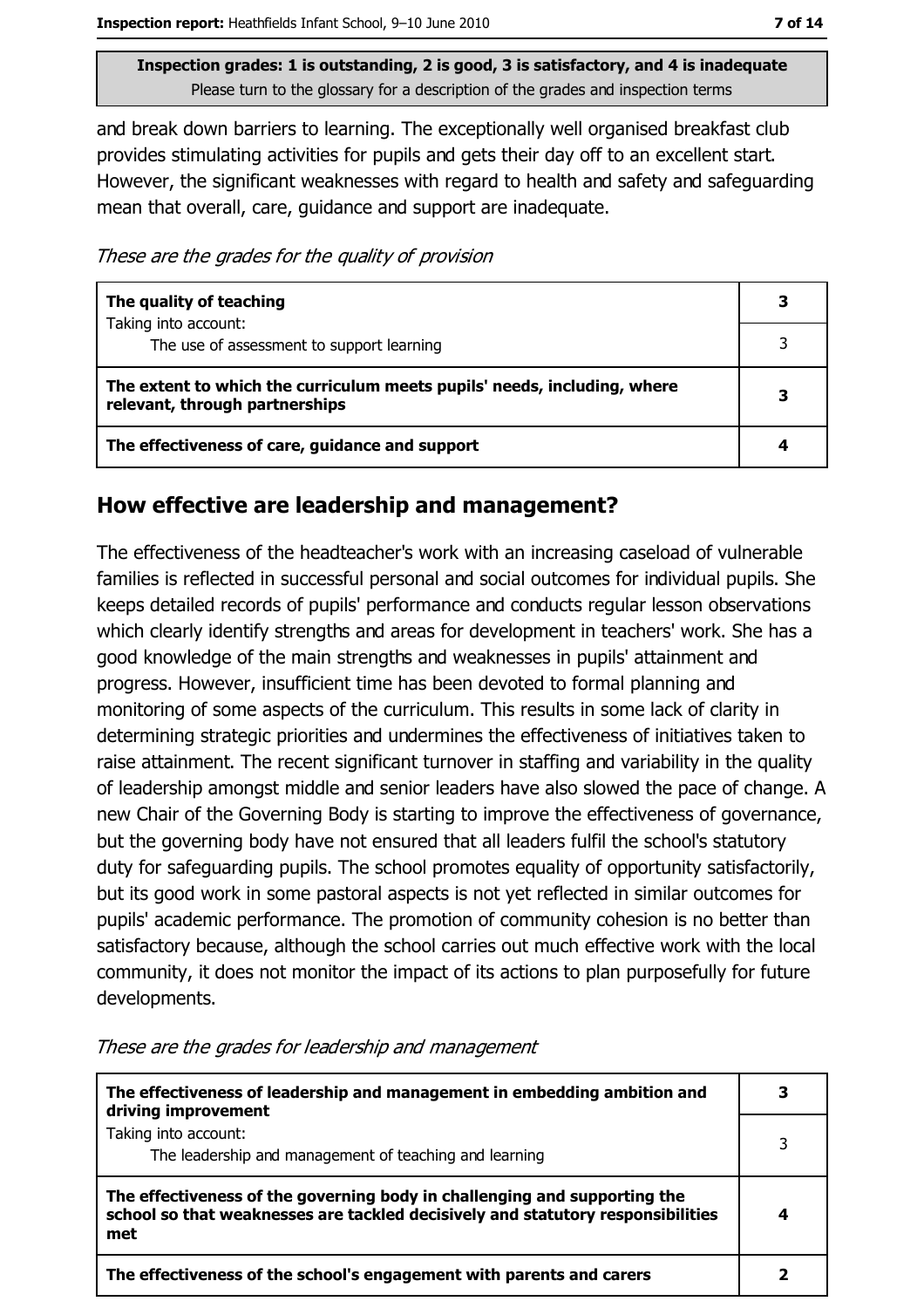Inspection grades: 1 is outstanding, 2 is good, 3 is satisfactory, and 4 is inadequate
Please turn to the glossary for a description of the grades and inspection terms

and break down barriers to learning. The exceptionally well organised breakfast club provides stimulating activities for pupils and gets their day off to an excellent start. However, the significant weaknesses with regard to health and safety and safeguarding mean that overall, care, guidance and support are inadequate.

*These are the grades for the quality of provision*

| | |
|---|---|
| **The quality of teaching**<br>Taking into account: | **3** |
| The use of assessment to support learning | 3 |
| **The extent to which the curriculum meets pupils' needs, including, where relevant, through partnerships** | **3** |
| **The effectiveness of care, guidance and support** | **4** |

## How effective are leadership and management?

The effectiveness of the headteacher's work with an increasing caseload of vulnerable families is reflected in successful personal and social outcomes for individual pupils. She keeps detailed records of pupils' performance and conducts regular lesson observations which clearly identify strengths and areas for development in teachers' work. She has a good knowledge of the main strengths and weaknesses in pupils' attainment and progress. However, insufficient time has been devoted to formal planning and monitoring of some aspects of the curriculum. This results in some lack of clarity in determining strategic priorities and undermines the effectiveness of initiatives taken to raise attainment. The recent significant turnover in staffing and variability in the quality of leadership amongst middle and senior leaders have also slowed the pace of change. A new Chair of the Governing Body is starting to improve the effectiveness of governance, but the governing body have not ensured that all leaders fulfil the school's statutory duty for safeguarding pupils. The school promotes equality of opportunity satisfactorily, but its good work in some pastoral aspects is not yet reflected in similar outcomes for pupils' academic performance. The promotion of community cohesion is no better than satisfactory because, although the school carries out much effective work with the local community, it does not monitor the impact of its actions to plan purposefully for future developments.

*These are the grades for leadership and management*

| | |
|---|---|
| **The effectiveness of leadership and management in embedding ambition and driving improvement** | **3** |
| Taking into account:<br>The leadership and management of teaching and learning | 3 |
| **The effectiveness of the governing body in challenging and supporting the school so that weaknesses are tackled decisively and statutory responsibilities met** | **4** |
| **The effectiveness of the school's engagement with parents and carers** | **2** |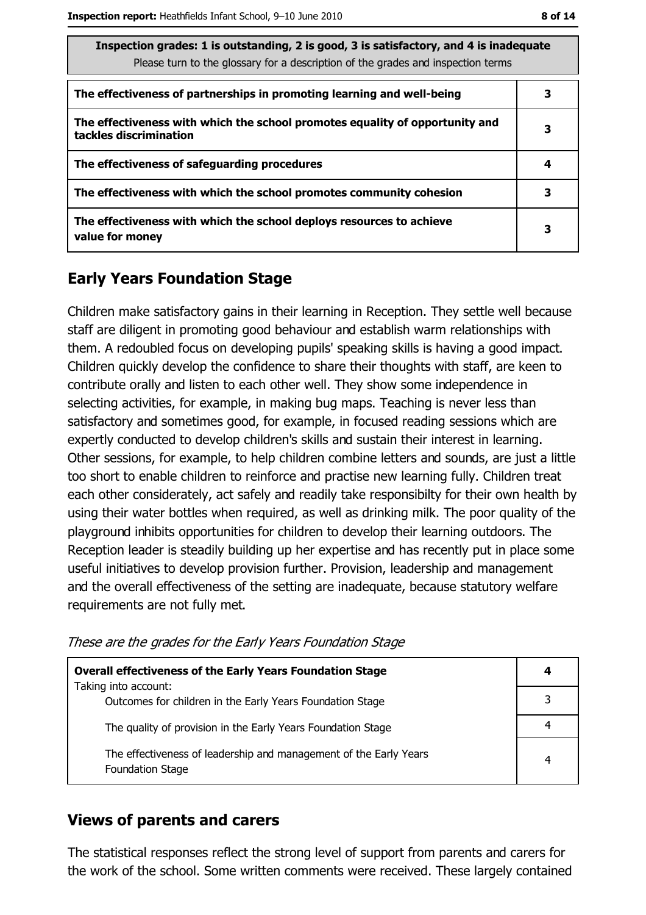| Inspection grades: 1 is outstanding, 2 is good, 3 is satisfactory, and 4 is inadequate<br>Please turn to the glossary for a description of the grades and inspection terms | |
|---|---|
| **The effectiveness of partnerships in promoting learning and well-being** | **3** |
| **The effectiveness with which the school promotes equality of opportunity and tackles discrimination** | **3** |
| **The effectiveness of safeguarding procedures** | **4** |
| **The effectiveness with which the school promotes community cohesion** | **3** |
| **The effectiveness with which the school deploys resources to achieve value for money** | **3** |

## Early Years Foundation Stage

Children make satisfactory gains in their learning in Reception. They settle well because staff are diligent in promoting good behaviour and establish warm relationships with them. A redoubled focus on developing pupils' speaking skills is having a good impact. Children quickly develop the confidence to share their thoughts with staff, are keen to contribute orally and listen to each other well. They show some independence in selecting activities, for example, in making bug maps. Teaching is never less than satisfactory and sometimes good, for example, in focused reading sessions which are expertly conducted to develop children's skills and sustain their interest in learning. Other sessions, for example, to help children combine letters and sounds, are just a little too short to enable children to reinforce and practise new learning fully. Children treat each other considerately, act safely and readily take responsibilty for their own health by using their water bottles when required, as well as drinking milk. The poor quality of the playground inhibits opportunities for children to develop their learning outdoors. The Reception leader is steadily building up her expertise and has recently put in place some useful initiatives to develop provision further. Provision, leadership and management and the overall effectiveness of the setting are inadequate, because statutory welfare requirements are not fully met.

*These are the grades for the Early Years Foundation Stage*

| **Overall effectiveness of the Early Years Foundation Stage**<br>Taking into account: | **4** |
|---|---|
| Outcomes for children in the Early Years Foundation Stage | 3 |
| The quality of provision in the Early Years Foundation Stage | 4 |
| The effectiveness of leadership and management of the Early Years Foundation Stage | 4 |

## Views of parents and carers

The statistical responses reflect the strong level of support from parents and carers for the work of the school. Some written comments were received. These largely contained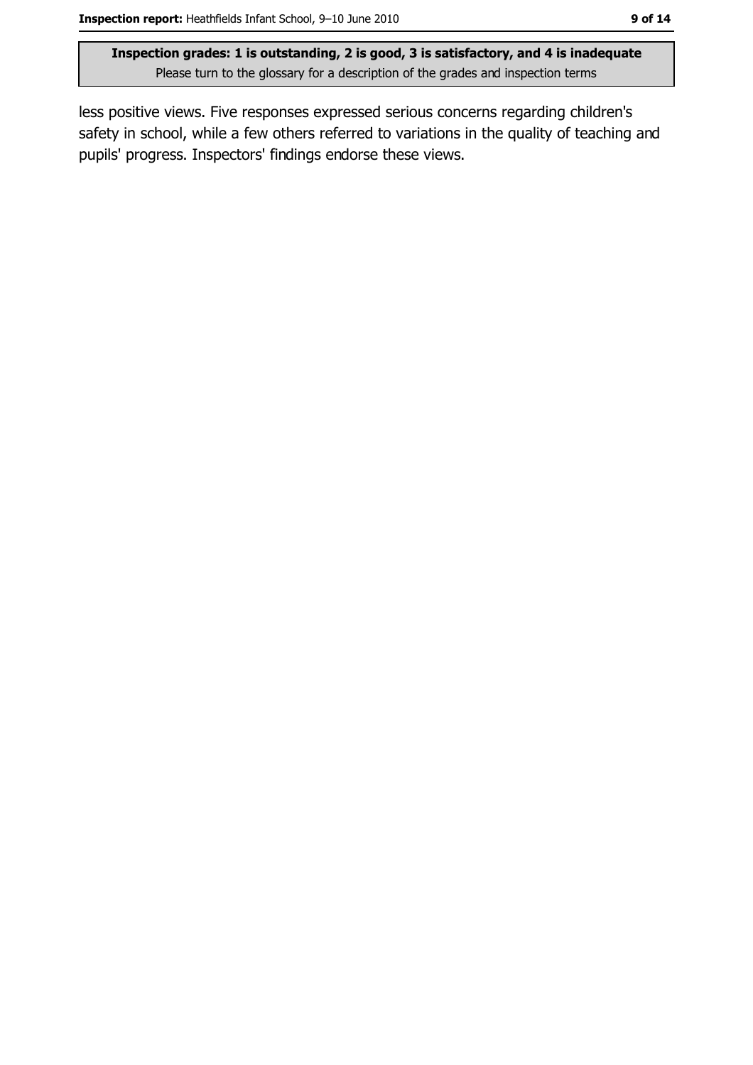less positive views. Five responses expressed serious concerns regarding children's safety in school, while a few others referred to variations in the quality of teaching and pupils' progress. Inspectors' findings endorse these views.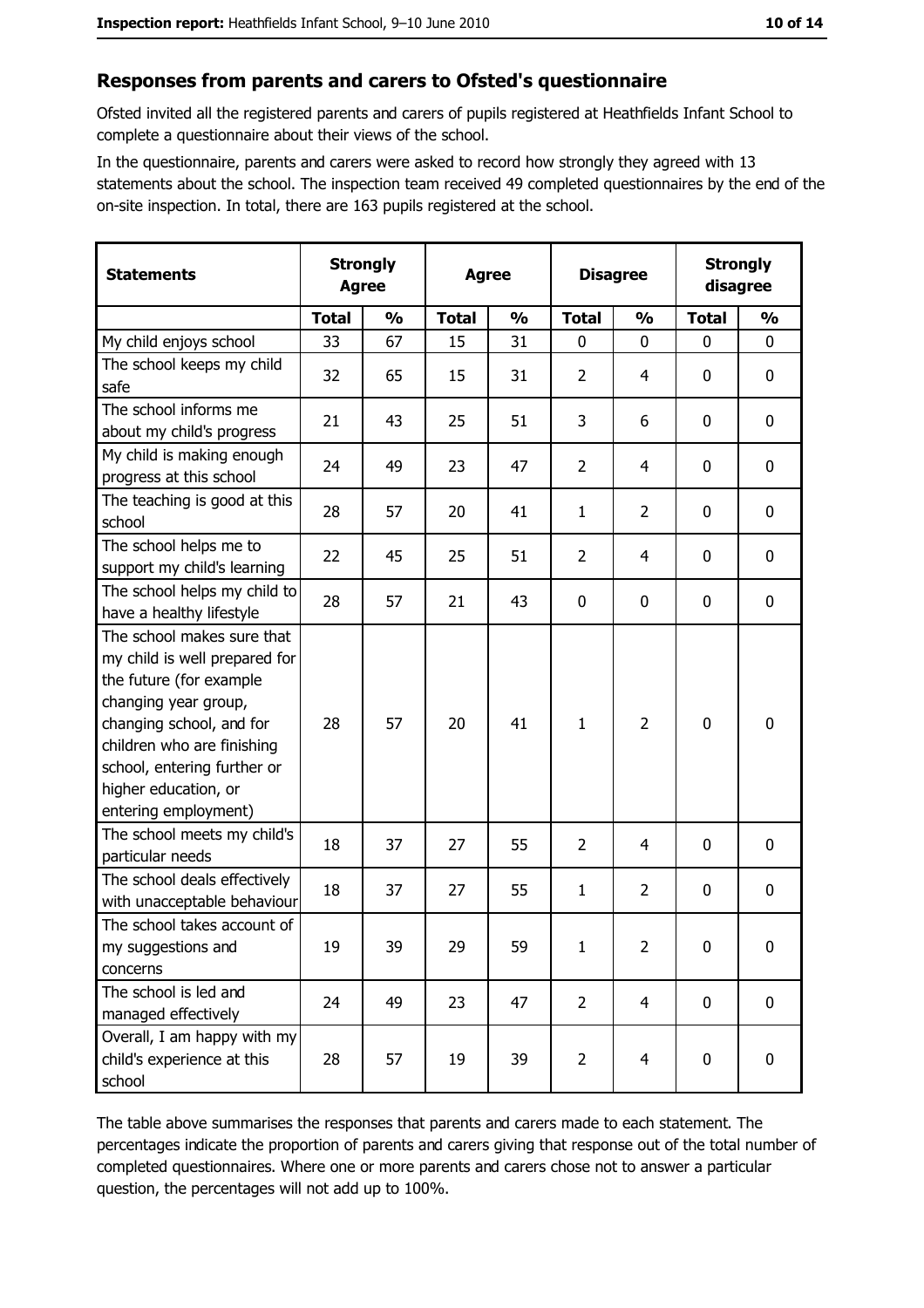## Responses from parents and carers to Ofsted's questionnaire

Ofsted invited all the registered parents and carers of pupils registered at Heathfields Infant School to complete a questionnaire about their views of the school.

In the questionnaire, parents and carers were asked to record how strongly they agreed with 13 statements about the school. The inspection team received 49 completed questionnaires by the end of the on-site inspection. In total, there are 163 pupils registered at the school.

| Statements | Strongly Agree | | Agree | | Disagree | | Strongly disagree | |
|---|---|---|---|---|---|---|---|---|
| | Total | % | Total | % | Total | % | Total | % |
| My child enjoys school | 33 | 67 | 15 | 31 | 0 | 0 | 0 | 0 |
| The school keeps my child safe | 32 | 65 | 15 | 31 | 2 | 4 | 0 | 0 |
| The school informs me about my child's progress | 21 | 43 | 25 | 51 | 3 | 6 | 0 | 0 |
| My child is making enough progress at this school | 24 | 49 | 23 | 47 | 2 | 4 | 0 | 0 |
| The teaching is good at this school | 28 | 57 | 20 | 41 | 1 | 2 | 0 | 0 |
| The school helps me to support my child's learning | 22 | 45 | 25 | 51 | 2 | 4 | 0 | 0 |
| The school helps my child to have a healthy lifestyle | 28 | 57 | 21 | 43 | 0 | 0 | 0 | 0 |
| The school makes sure that my child is well prepared for the future (for example changing year group, changing school, and for children who are finishing school, entering further or higher education, or entering employment) | 28 | 57 | 20 | 41 | 1 | 2 | 0 | 0 |
| The school meets my child's particular needs | 18 | 37 | 27 | 55 | 2 | 4 | 0 | 0 |
| The school deals effectively with unacceptable behaviour | 18 | 37 | 27 | 55 | 1 | 2 | 0 | 0 |
| The school takes account of my suggestions and concerns | 19 | 39 | 29 | 59 | 1 | 2 | 0 | 0 |
| The school is led and managed effectively | 24 | 49 | 23 | 47 | 2 | 4 | 0 | 0 |
| Overall, I am happy with my child's experience at this school | 28 | 57 | 19 | 39 | 2 | 4 | 0 | 0 |

The table above summarises the responses that parents and carers made to each statement. The percentages indicate the proportion of parents and carers giving that response out of the total number of completed questionnaires. Where one or more parents and carers chose not to answer a particular question, the percentages will not add up to 100%.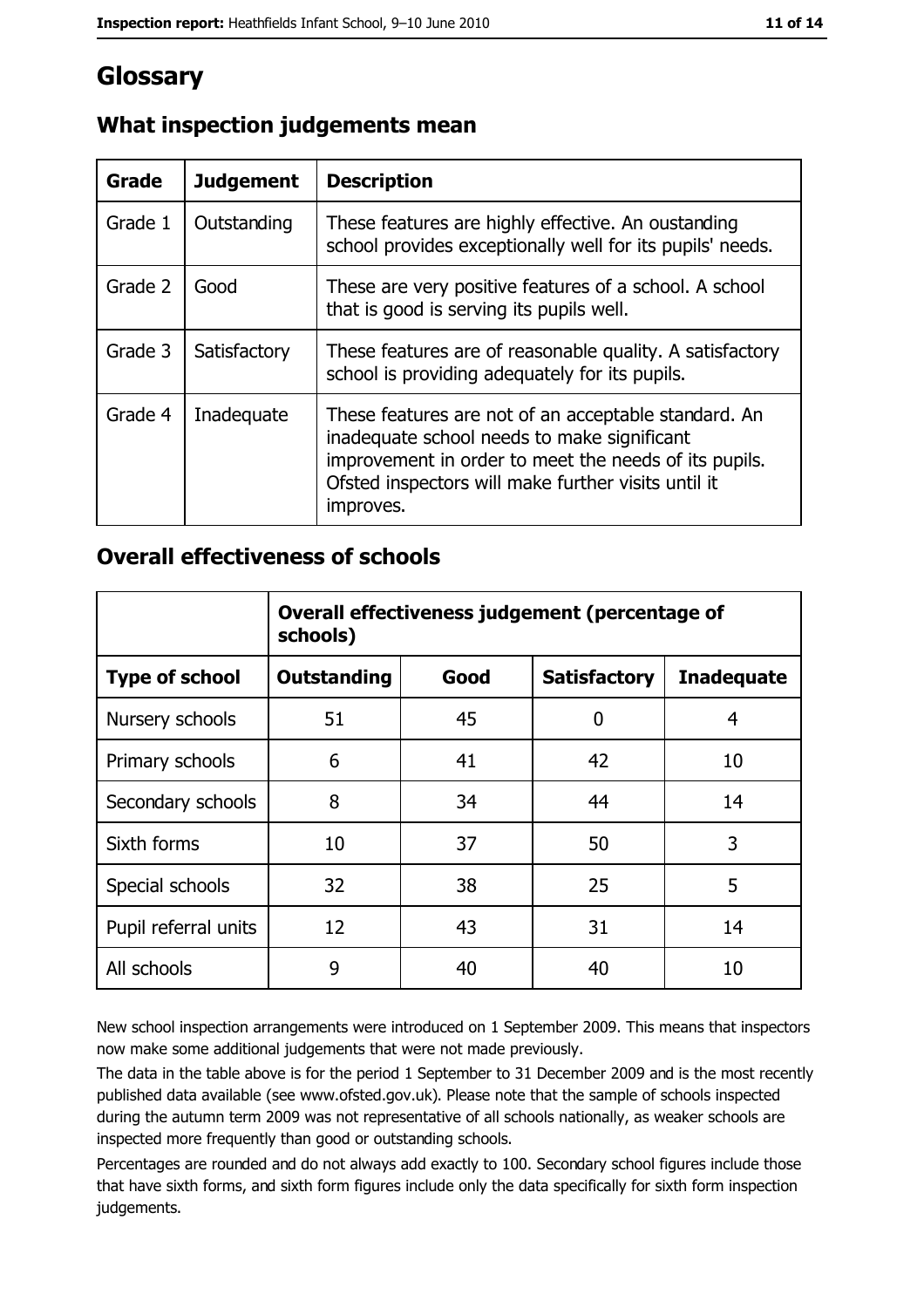# Glossary

## What inspection judgements mean

| Grade | Judgement | Description |
|---|---|---|
| Grade 1 | Outstanding | These features are highly effective. An oustanding school provides exceptionally well for its pupils' needs. |
| Grade 2 | Good | These are very positive features of a school. A school that is good is serving its pupils well. |
| Grade 3 | Satisfactory | These features are of reasonable quality. A satisfactory school is providing adequately for its pupils. |
| Grade 4 | Inadequate | These features are not of an acceptable standard. An inadequate school needs to make significant improvement in order to meet the needs of its pupils. Ofsted inspectors will make further visits until it improves. |

## Overall effectiveness of schools

| | Overall effectiveness judgement (percentage of schools) | | | |
|---|---|---|---|---|
| **Type of school** | **Outstanding** | **Good** | **Satisfactory** | **Inadequate** |
| Nursery schools | 51 | 45 | 0 | 4 |
| Primary schools | 6 | 41 | 42 | 10 |
| Secondary schools | 8 | 34 | 44 | 14 |
| Sixth forms | 10 | 37 | 50 | 3 |
| Special schools | 32 | 38 | 25 | 5 |
| Pupil referral units | 12 | 43 | 31 | 14 |
| All schools | 9 | 40 | 40 | 10 |

New school inspection arrangements were introduced on 1 September 2009. This means that inspectors now make some additional judgements that were not made previously.

The data in the table above is for the period 1 September to 31 December 2009 and is the most recently published data available (see www.ofsted.gov.uk). Please note that the sample of schools inspected during the autumn term 2009 was not representative of all schools nationally, as weaker schools are inspected more frequently than good or outstanding schools.

Percentages are rounded and do not always add exactly to 100. Secondary school figures include those that have sixth forms, and sixth form figures include only the data specifically for sixth form inspection judgements.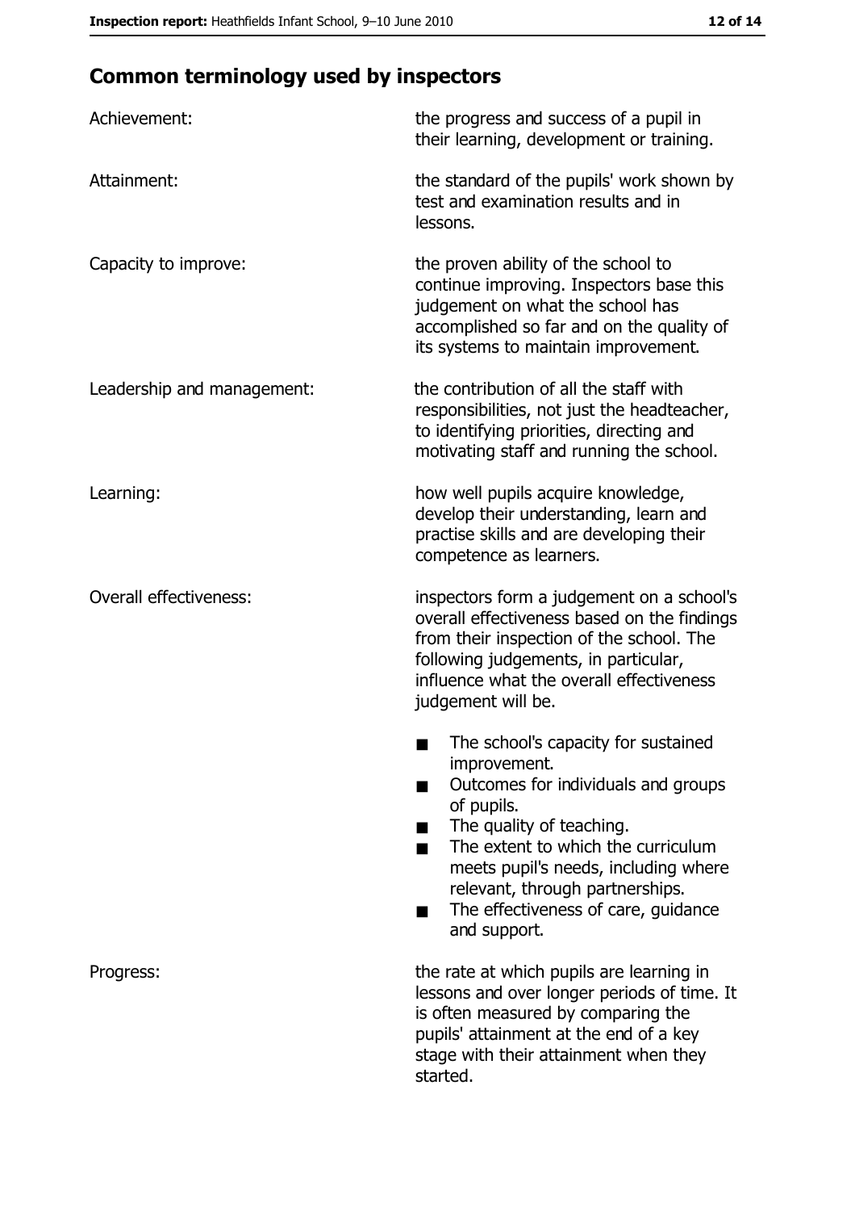## Common terminology used by inspectors

| | |
|---|---|
| Achievement: | the progress and success of a pupil in their learning, development or training. |
| Attainment: | the standard of the pupils' work shown by test and examination results and in lessons. |
| Capacity to improve: | the proven ability of the school to continue improving. Inspectors base this judgement on what the school has accomplished so far and on the quality of its systems to maintain improvement. |
| Leadership and management: | the contribution of all the staff with responsibilities, not just the headteacher, to identifying priorities, directing and motivating staff and running the school. |
| Learning: | how well pupils acquire knowledge, develop their understanding, learn and practise skills and are developing their competence as learners. |
| Overall effectiveness: | inspectors form a judgement on a school's overall effectiveness based on the findings from their inspection of the school. The following judgements, in particular, influence what the overall effectiveness judgement will be.<br>■ The school's capacity for sustained improvement.<br>■ Outcomes for individuals and groups of pupils.<br>■ The quality of teaching.<br>■ The extent to which the curriculum meets pupil's needs, including where relevant, through partnerships.<br>■ The effectiveness of care, guidance and support. |
| Progress: | the rate at which pupils are learning in lessons and over longer periods of time. It is often measured by comparing the pupils' attainment at the end of a key stage with their attainment when they started. |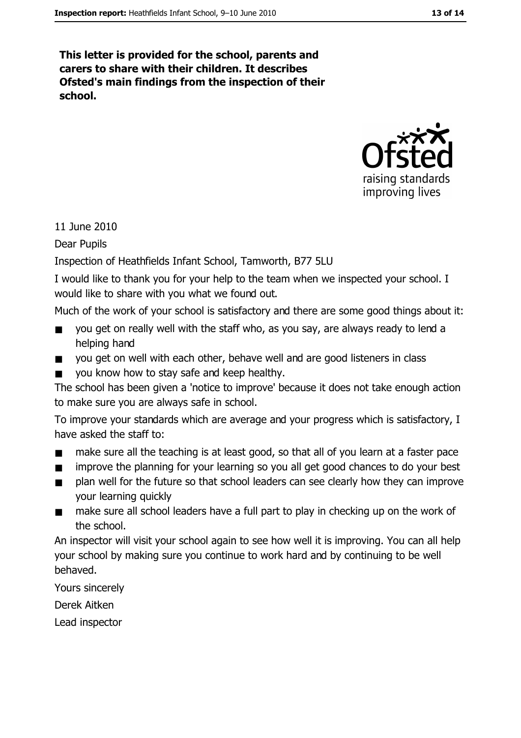**This letter is provided for the school, parents and carers to share with their children. It describes Ofsted's main findings from the inspection of their school.**

11 June 2010

Dear Pupils

Inspection of Heathfields Infant School, Tamworth, B77 5LU

I would like to thank you for your help to the team when we inspected your school. I would like to share with you what we found out.

Much of the work of your school is satisfactory and there are some good things about it:

- you get on really well with the staff who, as you say, are always ready to lend a helping hand
- you get on well with each other, behave well and are good listeners in class
- you know how to stay safe and keep healthy.

The school has been given a 'notice to improve' because it does not take enough action to make sure you are always safe in school.

To improve your standards which are average and your progress which is satisfactory, I have asked the staff to:

- make sure all the teaching is at least good, so that all of you learn at a faster pace
- improve the planning for your learning so you all get good chances to do your best
- plan well for the future so that school leaders can see clearly how they can improve your learning quickly
- make sure all school leaders have a full part to play in checking up on the work of the school.

An inspector will visit your school again to see how well it is improving. You can all help your school by making sure you continue to work hard and by continuing to be well behaved.

Yours sincerely

Derek Aitken

Lead inspector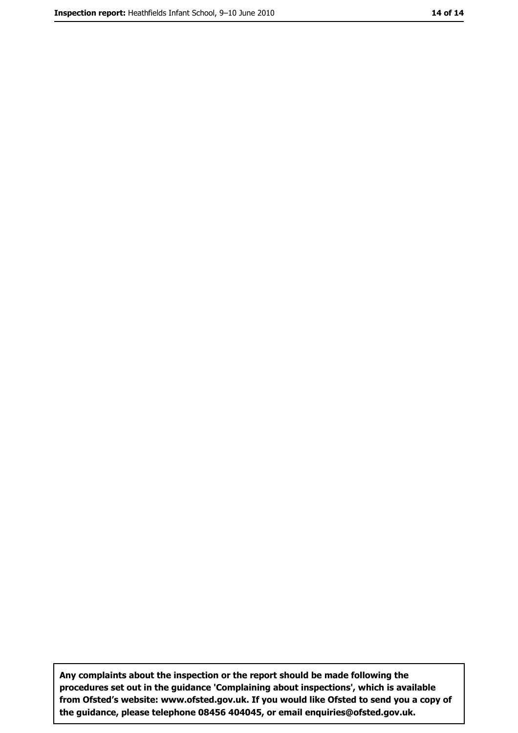**Any complaints about the inspection or the report should be made following the procedures set out in the guidance 'Complaining about inspections', which is available from Ofsted's website: www.ofsted.gov.uk. If you would like Ofsted to send you a copy of the guidance, please telephone 08456 404045, or email enquiries@ofsted.gov.uk.**